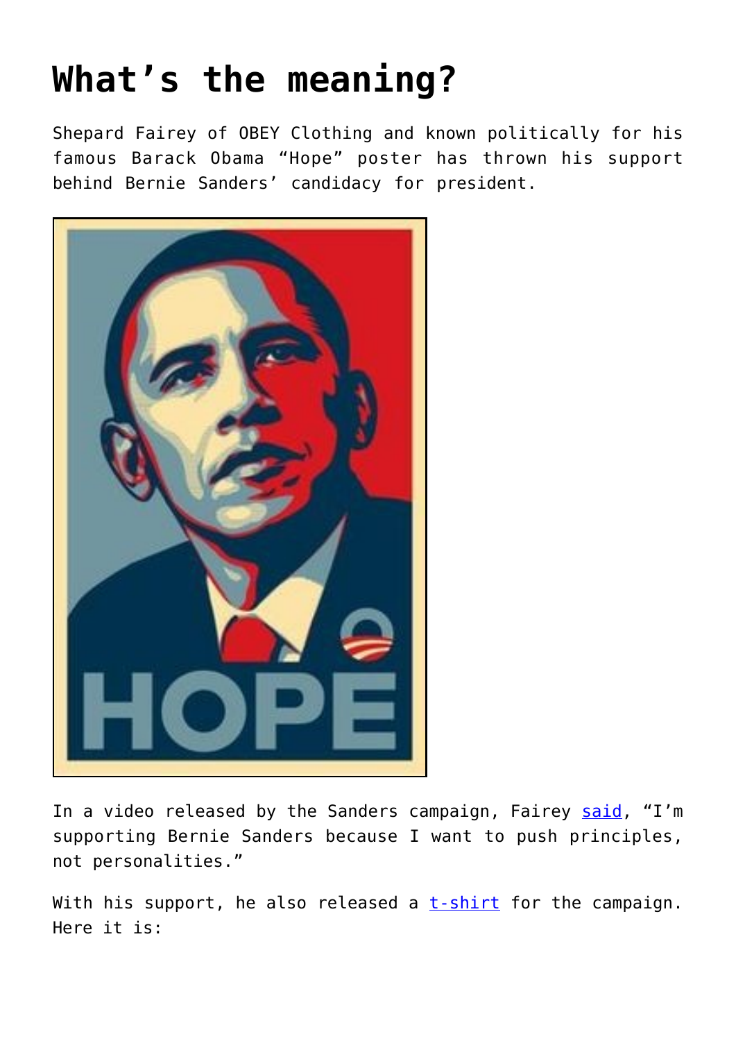# What's the meaning?

Shepard Fairey of OBEY Clothing and known politically for his famous Barack Obama "Hope" poster has thrown his support behind Bernie Sanders' candidacy for president.

In a video released by the Sanders campaign, Fairey said, "I'm supporting Bernie Sanders because I want to push principles, not personalities."

With his support, he also released a t-shirt for the campaign. Here it is: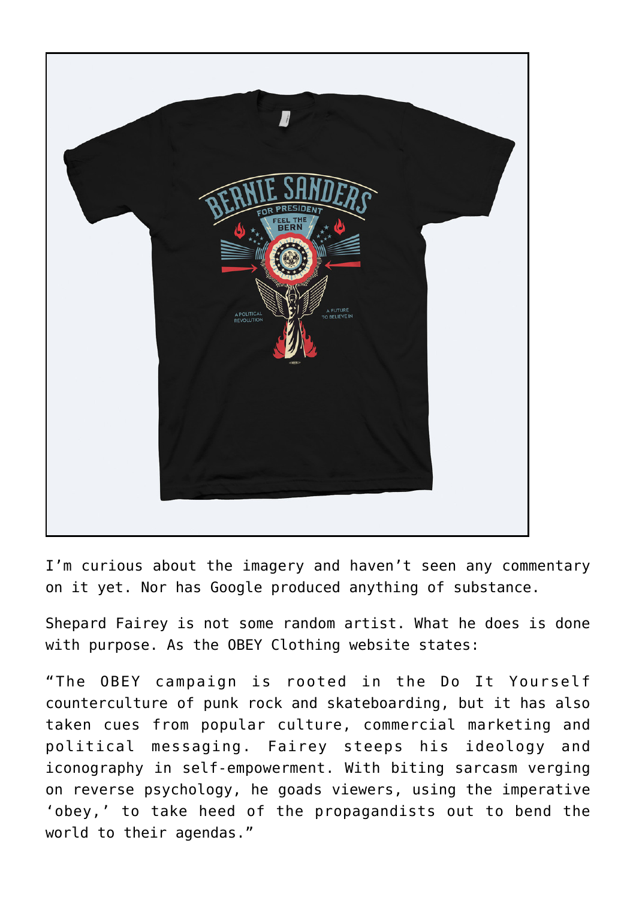I'm curious about the imagery and haven't seen any commentary on it yet. Nor has Google produced anything of substance.

Shepard Fairey is not some random artist. What he does is done with purpose. As the OBEY Clothing website states:

"The OBEY campaign is rooted in the Do It Yourself counterculture of punk rock and skateboarding, but it has also taken cues from popular culture, commercial marketing and political messaging. Fairey steeps his ideology and iconography in self-empowerment. With biting sarcasm verging on reverse psychology, he goads viewers, using the imperative 'obey,' to take heed of the propagandists out to bend the world to their agendas."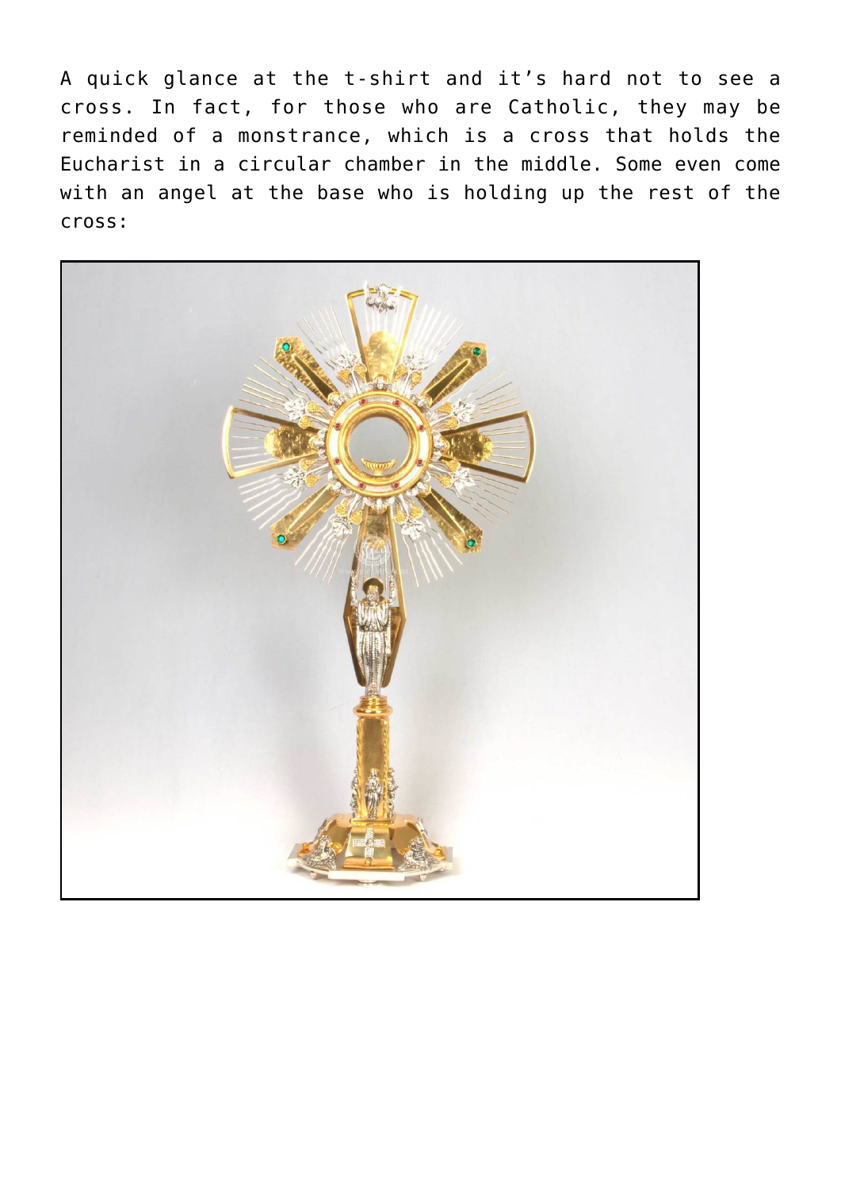A quick glance at the t-shirt and it's hard not to see a cross. In fact, for those who are Catholic, they may be reminded of a monstrance, which is a cross that holds the Eucharist in a circular chamber in the middle. Some even come with an angel at the base who is holding up the rest of the cross: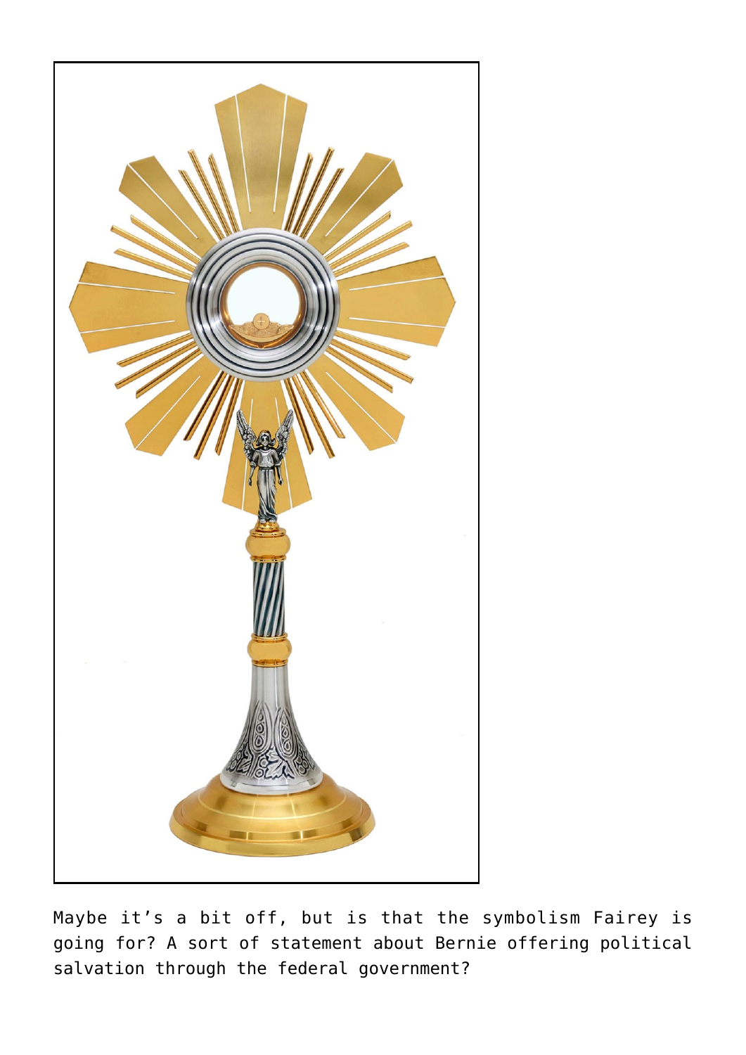Maybe it’s a bit off, but is that the symbolism Fairey is going for? A sort of statement about Bernie offering political salvation through the federal government?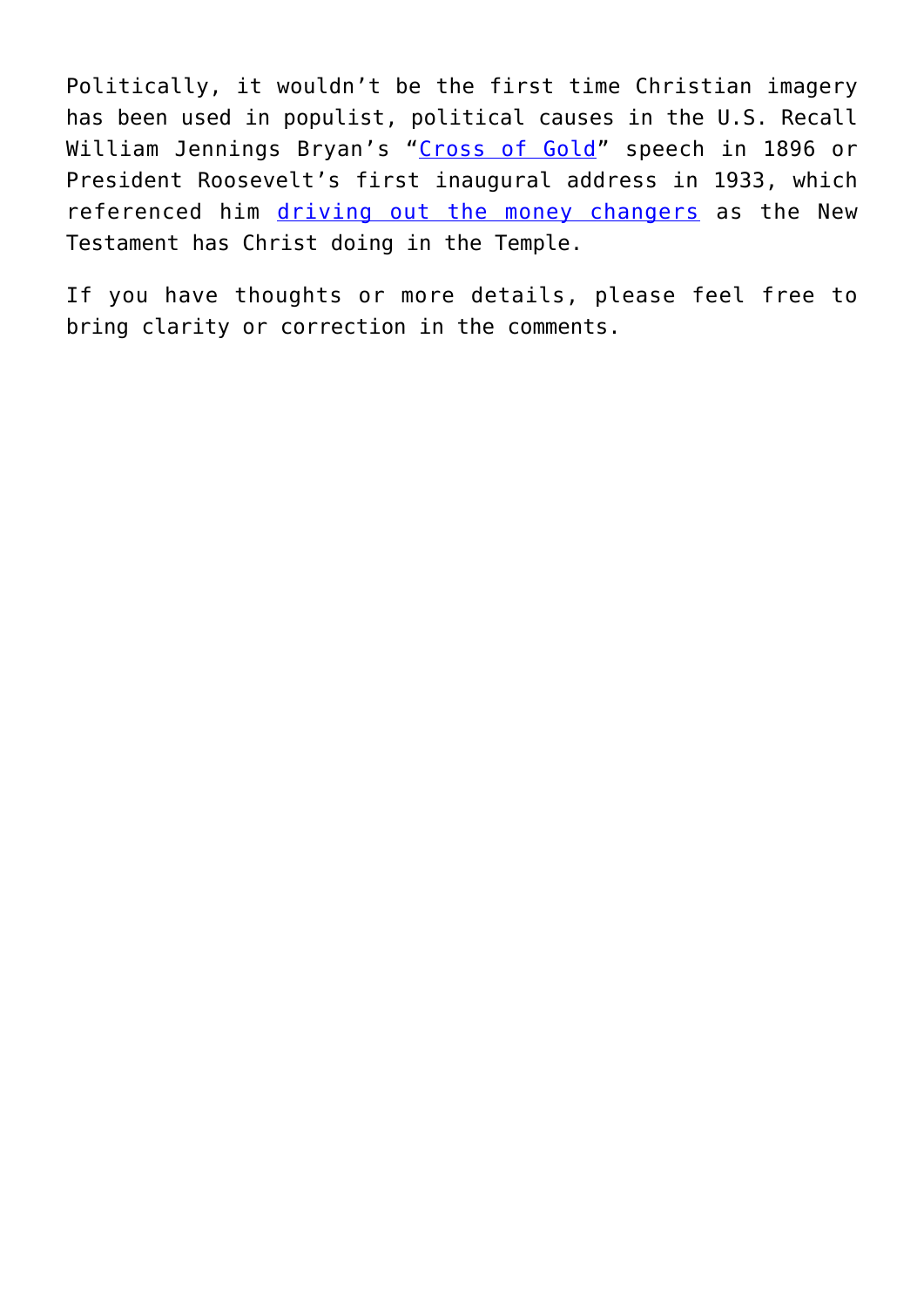Politically, it wouldn't be the first time Christian imagery has been used in populist, political causes in the U.S. Recall William Jennings Bryan's "Cross of Gold" speech in 1896 or President Roosevelt's first inaugural address in 1933, which referenced him driving out the money changers as the New Testament has Christ doing in the Temple.

If you have thoughts or more details, please feel free to bring clarity or correction in the comments.